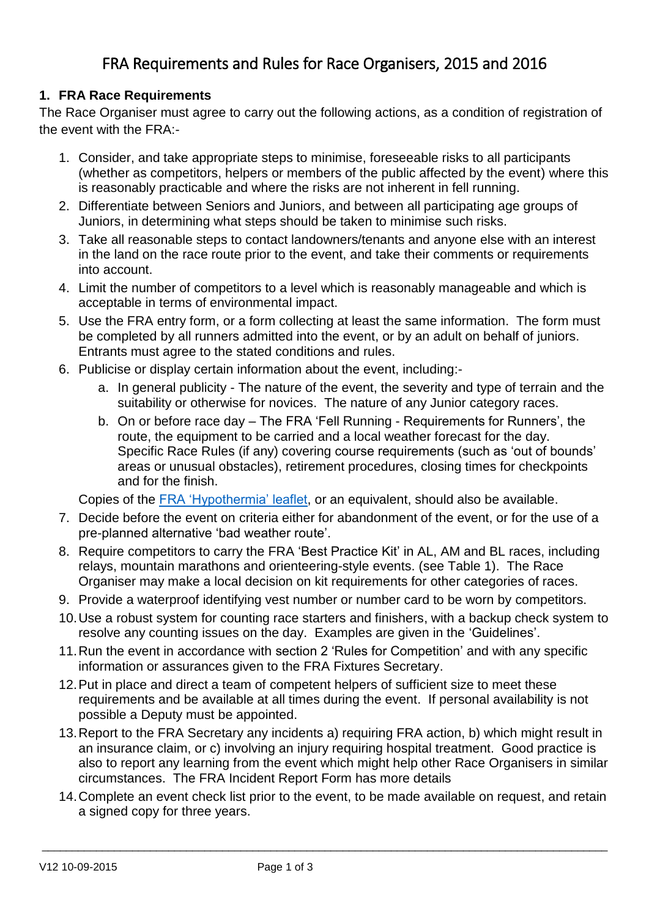# FRA Requirements and Rules for Race Organisers, 2015 and 2016

## 1. FRA Race Requirements

The Race Organiser must agree to carry out the following actions, as a condition of registration of the event with the FRA:-

1. Consider, and take appropriate steps to minimise, foreseeable risks to all participants (whether as competitors, helpers or members of the public affected by the event) where this is reasonably practicable and where the risks are not inherent in fell running.
2. Differentiate between Seniors and Juniors, and between all participating age groups of Juniors, in determining what steps should be taken to minimise such risks.
3. Take all reasonable steps to contact landowners/tenants and anyone else with an interest in the land on the race route prior to the event, and take their comments or requirements into account.
4. Limit the number of competitors to a level which is reasonably manageable and which is acceptable in terms of environmental impact.
5. Use the FRA entry form, or a form collecting at least the same information. The form must be completed by all runners admitted into the event, or by an adult on behalf of juniors. Entrants must agree to the stated conditions and rules.
6. Publicise or display certain information about the event, including:-
    a. In general publicity - The nature of the event, the severity and type of terrain and the suitability or otherwise for novices. The nature of any Junior category races.
    b. On or before race day – The FRA 'Fell Running - Requirements for Runners', the route, the equipment to be carried and a local weather forecast for the day. Specific Race Rules (if any) covering course requirements (such as 'out of bounds' areas or unusual obstacles), retirement procedures, closing times for checkpoints and for the finish.

    Copies of the FRA 'Hypothermia' leaflet, or an equivalent, should also be available.
7. Decide before the event on criteria either for abandonment of the event, or for the use of a pre-planned alternative 'bad weather route'.
8. Require competitors to carry the FRA 'Best Practice Kit' in AL, AM and BL races, including relays, mountain marathons and orienteering-style events. (see Table 1). The Race Organiser may make a local decision on kit requirements for other categories of races.
9. Provide a waterproof identifying vest number or number card to be worn by competitors.
10. Use a robust system for counting race starters and finishers, with a backup check system to resolve any counting issues on the day. Examples are given in the 'Guidelines'.
11. Run the event in accordance with section 2 'Rules for Competition' and with any specific information or assurances given to the FRA Fixtures Secretary.
12. Put in place and direct a team of competent helpers of sufficient size to meet these requirements and be available at all times during the event. If personal availability is not possible a Deputy must be appointed.
13. Report to the FRA Secretary any incidents a) requiring FRA action, b) which might result in an insurance claim, or c) involving an injury requiring hospital treatment. Good practice is also to report any learning from the event which might help other Race Organisers in similar circumstances. The FRA Incident Report Form has more details
14. Complete an event check list prior to the event, to be made available on request, and retain a signed copy for three years.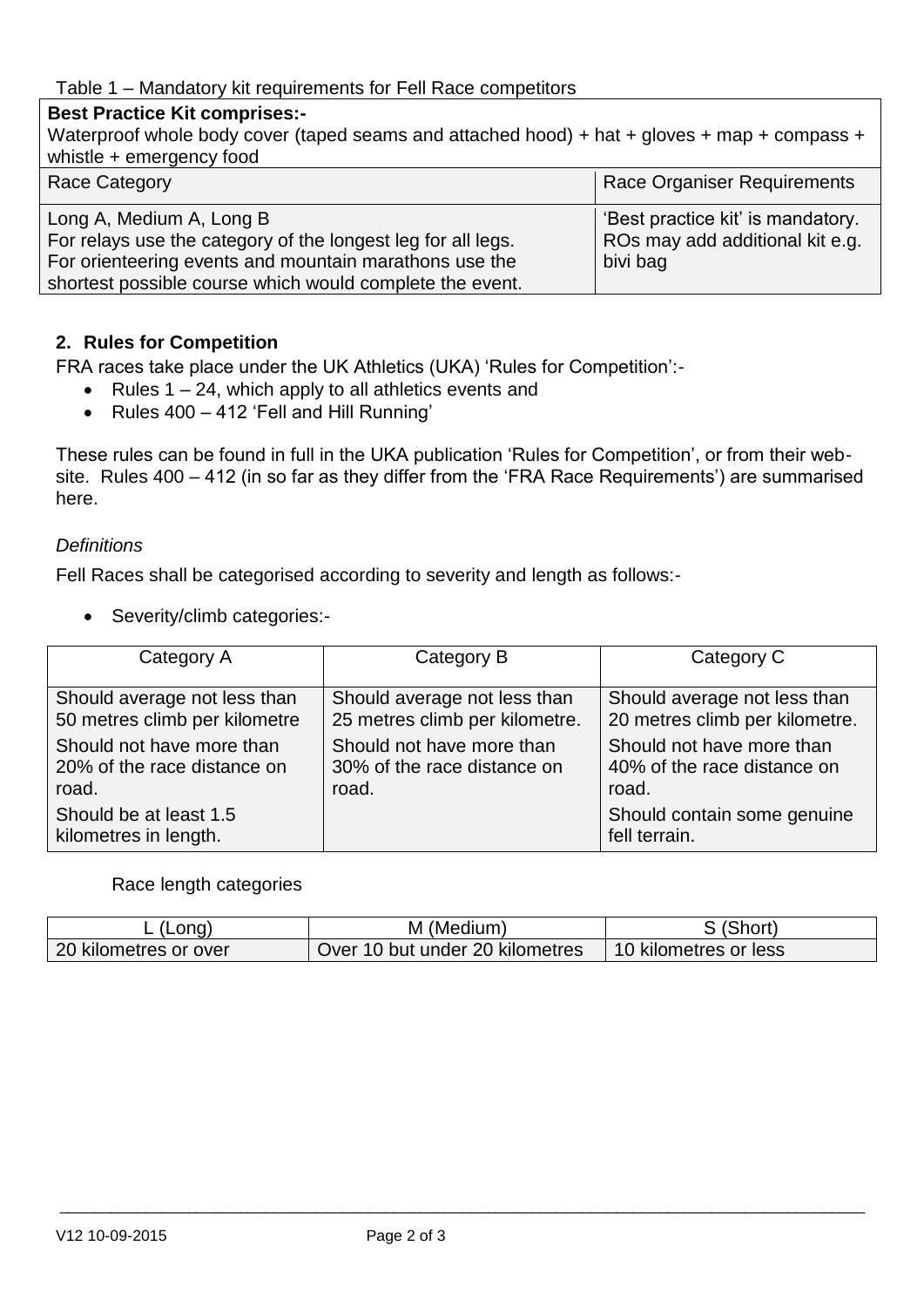Table 1 – Mandatory kit requirements for Fell Race competitors

| **Best Practice Kit comprises:-** Waterproof whole body cover (taped seams and attached hood) + hat + gloves + map + compass + whistle + emergency food | |
|---|---|
| Race Category | Race Organiser Requirements |
| Long A, Medium A, Long B<br>For relays use the category of the longest leg for all legs.<br>For orienteering events and mountain marathons use the shortest possible course which would complete the event. | 'Best practice kit' is mandatory. ROs may add additional kit e.g. bivi bag |

## 2. Rules for Competition

FRA races take place under the UK Athletics (UKA) 'Rules for Competition':-

- Rules 1 – 24, which apply to all athletics events and
- Rules 400 – 412 'Fell and Hill Running'

These rules can be found in full in the UKA publication 'Rules for Competition', or from their web-site. Rules 400 – 412 (in so far as they differ from the 'FRA Race Requirements') are summarised here.

*Definitions*

Fell Races shall be categorised according to severity and length as follows:-

- Severity/climb categories:-

| Category A | Category B | Category C |
|---|---|---|
| Should average not less than 50 metres climb per kilometre | Should average not less than 25 metres climb per kilometre. | Should average not less than 20 metres climb per kilometre. |
| Should not have more than 20% of the race distance on road. | Should not have more than 30% of the race distance on road. | Should not have more than 40% of the race distance on road. |
| Should be at least 1.5 kilometres in length. | | Should contain some genuine fell terrain. |

Race length categories

| L (Long) | M (Medium) | S (Short) |
|---|---|---|
| 20 kilometres or over | Over 10 but under 20 kilometres | 10 kilometres or less |

V12 10-09-2015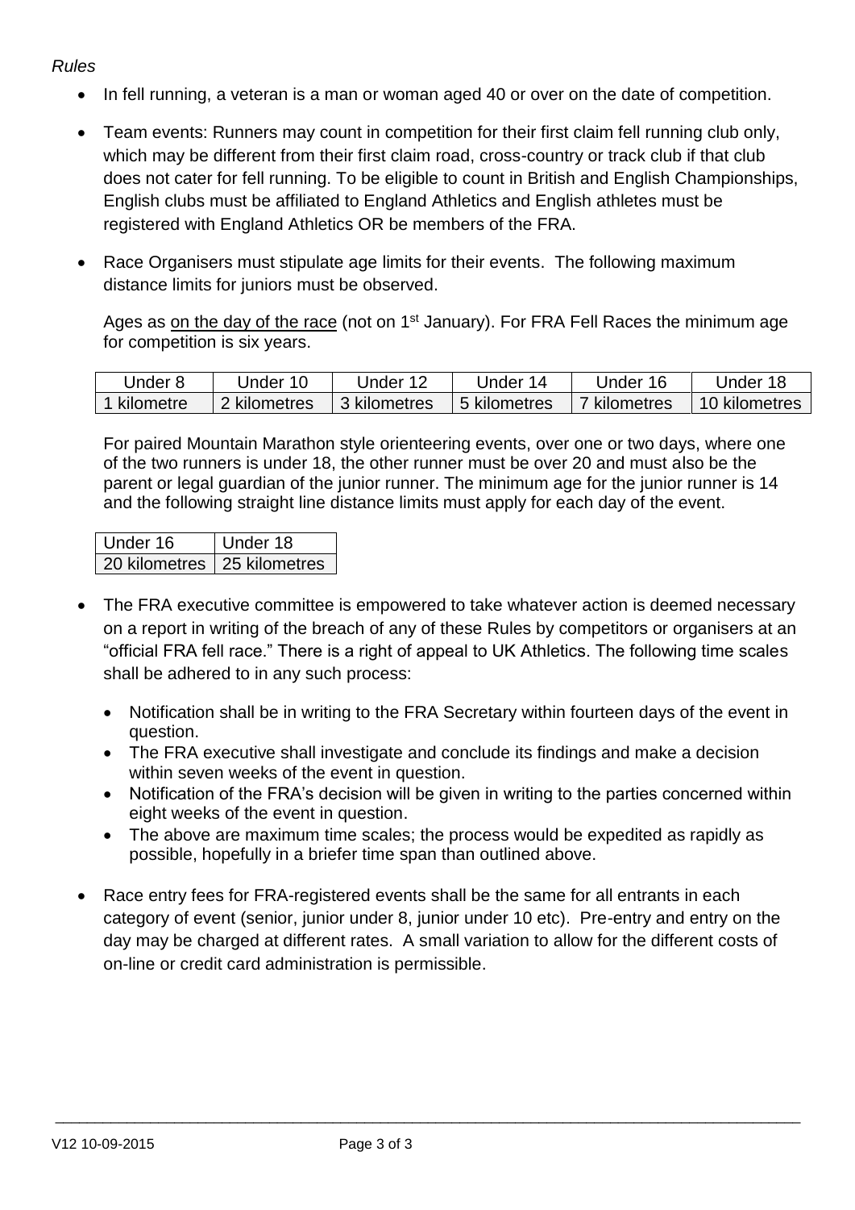*Rules*

- In fell running, a veteran is a man or woman aged 40 or over on the date of competition.
- Team events: Runners may count in competition for their first claim fell running club only, which may be different from their first claim road, cross-country or track club if that club does not cater for fell running. To be eligible to count in British and English Championships, English clubs must be affiliated to England Athletics and English athletes must be registered with England Athletics OR be members of the FRA.
- Race Organisers must stipulate age limits for their events. The following maximum distance limits for juniors must be observed.

  Ages as <u>on the day of the race</u> (not on 1st January). For FRA Fell Races the minimum age for competition is six years.

  | Under 8 | Under 10 | Under 12 | Under 14 | Under 16 | Under 18 |
  |---|---|---|---|---|---|
  | 1 kilometre | 2 kilometres | 3 kilometres | 5 kilometres | 7 kilometres | 10 kilometres |

  For paired Mountain Marathon style orienteering events, over one or two days, where one of the two runners is under 18, the other runner must be over 20 and must also be the parent or legal guardian of the junior runner. The minimum age for the junior runner is 14 and the following straight line distance limits must apply for each day of the event.

  | Under 16 | Under 18 |
  |---|---|
  | 20 kilometres | 25 kilometres |

- The FRA executive committee is empowered to take whatever action is deemed necessary on a report in writing of the breach of any of these Rules by competitors or organisers at an "official FRA fell race." There is a right of appeal to UK Athletics. The following time scales shall be adhered to in any such process:
  - Notification shall be in writing to the FRA Secretary within fourteen days of the event in question.
  - The FRA executive shall investigate and conclude its findings and make a decision within seven weeks of the event in question.
  - Notification of the FRA's decision will be given in writing to the parties concerned within eight weeks of the event in question.
  - The above are maximum time scales; the process would be expedited as rapidly as possible, hopefully in a briefer time span than outlined above.
- Race entry fees for FRA-registered events shall be the same for all entrants in each category of event (senior, junior under 8, junior under 10 etc). Pre-entry and entry on the day may be charged at different rates. A small variation to allow for the different costs of on-line or credit card administration is permissible.